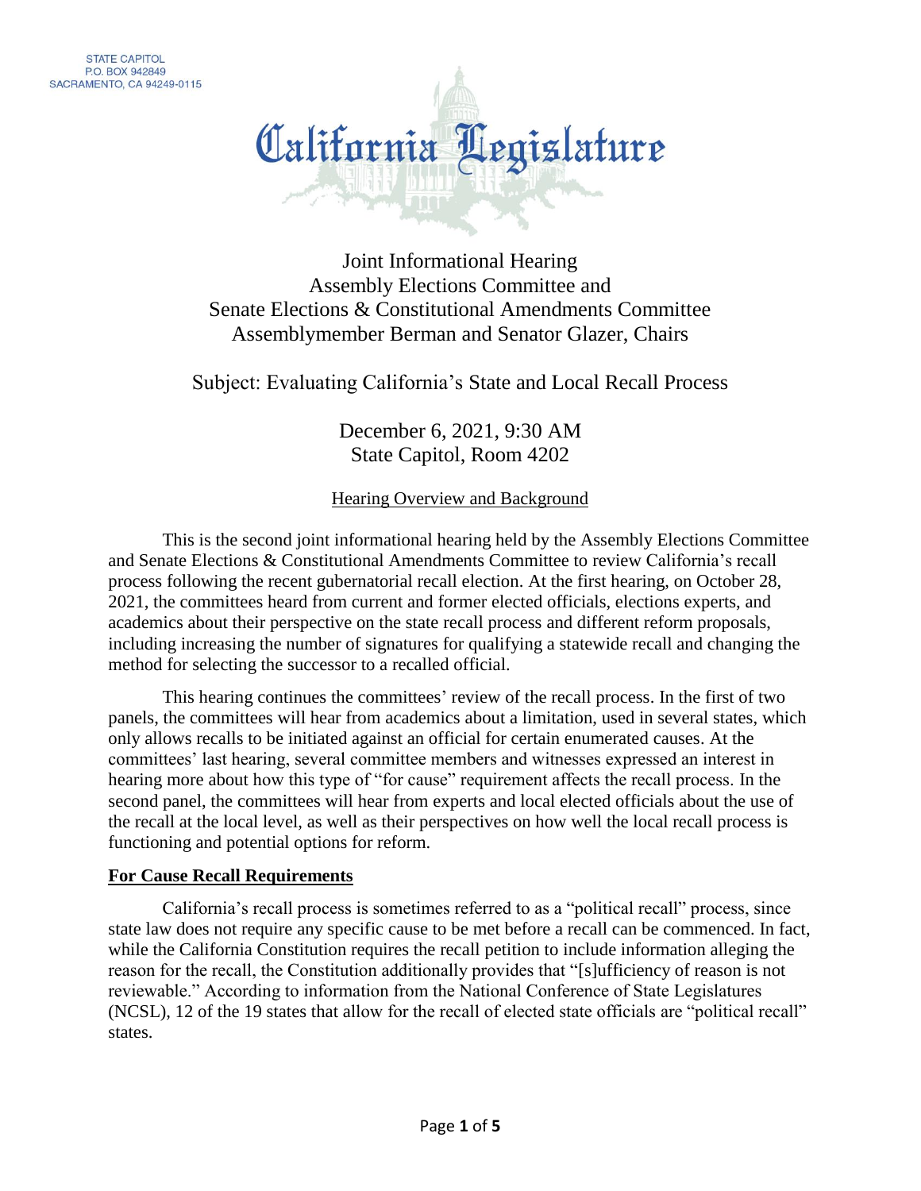STATE CAPITOL
P.O. BOX 942849
SACRAMENTO, CA 94249-0115

# California Legislature

Joint Informational Hearing
Assembly Elections Committee and
Senate Elections & Constitutional Amendments Committee
Assemblymember Berman and Senator Glazer, Chairs

Subject: Evaluating California's State and Local Recall Process

December 6, 2021, 9:30 AM
State Capitol, Room 4202

## Hearing Overview and Background

This is the second joint informational hearing held by the Assembly Elections Committee and Senate Elections & Constitutional Amendments Committee to review California's recall process following the recent gubernatorial recall election. At the first hearing, on October 28, 2021, the committees heard from current and former elected officials, elections experts, and academics about their perspective on the state recall process and different reform proposals, including increasing the number of signatures for qualifying a statewide recall and changing the method for selecting the successor to a recalled official.

This hearing continues the committees' review of the recall process. In the first of two panels, the committees will hear from academics about a limitation, used in several states, which only allows recalls to be initiated against an official for certain enumerated causes. At the committees' last hearing, several committee members and witnesses expressed an interest in hearing more about how this type of "for cause" requirement affects the recall process. In the second panel, the committees will hear from experts and local elected officials about the use of the recall at the local level, as well as their perspectives on how well the local recall process is functioning and potential options for reform.

### For Cause Recall Requirements

California's recall process is sometimes referred to as a "political recall" process, since state law does not require any specific cause to be met before a recall can be commenced. In fact, while the California Constitution requires the recall petition to include information alleging the reason for the recall, the Constitution additionally provides that "[s]ufficiency of reason is not reviewable." According to information from the National Conference of State Legislatures (NCSL), 12 of the 19 states that allow for the recall of elected state officials are "political recall" states.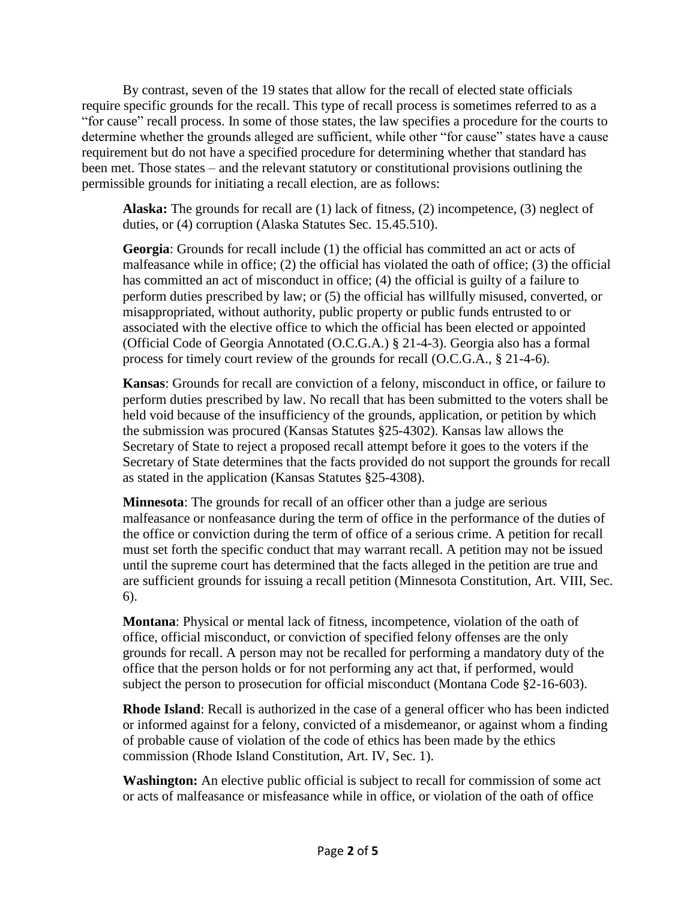By contrast, seven of the 19 states that allow for the recall of elected state officials require specific grounds for the recall. This type of recall process is sometimes referred to as a "for cause" recall process. In some of those states, the law specifies a procedure for the courts to determine whether the grounds alleged are sufficient, while other "for cause" states have a cause requirement but do not have a specified procedure for determining whether that standard has been met. Those states – and the relevant statutory or constitutional provisions outlining the permissible grounds for initiating a recall election, are as follows:

**Alaska:** The grounds for recall are (1) lack of fitness, (2) incompetence, (3) neglect of duties, or (4) corruption (Alaska Statutes Sec. 15.45.510).

**Georgia**: Grounds for recall include (1) the official has committed an act or acts of malfeasance while in office; (2) the official has violated the oath of office; (3) the official has committed an act of misconduct in office; (4) the official is guilty of a failure to perform duties prescribed by law; or (5) the official has willfully misused, converted, or misappropriated, without authority, public property or public funds entrusted to or associated with the elective office to which the official has been elected or appointed (Official Code of Georgia Annotated (O.C.G.A.) § 21-4-3). Georgia also has a formal process for timely court review of the grounds for recall (O.C.G.A., § 21-4-6).

**Kansas**: Grounds for recall are conviction of a felony, misconduct in office, or failure to perform duties prescribed by law. No recall that has been submitted to the voters shall be held void because of the insufficiency of the grounds, application, or petition by which the submission was procured (Kansas Statutes §25-4302). Kansas law allows the Secretary of State to reject a proposed recall attempt before it goes to the voters if the Secretary of State determines that the facts provided do not support the grounds for recall as stated in the application (Kansas Statutes §25-4308).

**Minnesota**: The grounds for recall of an officer other than a judge are serious malfeasance or nonfeasance during the term of office in the performance of the duties of the office or conviction during the term of office of a serious crime. A petition for recall must set forth the specific conduct that may warrant recall. A petition may not be issued until the supreme court has determined that the facts alleged in the petition are true and are sufficient grounds for issuing a recall petition (Minnesota Constitution, Art. VIII, Sec. 6).

**Montana**: Physical or mental lack of fitness, incompetence, violation of the oath of office, official misconduct, or conviction of specified felony offenses are the only grounds for recall. A person may not be recalled for performing a mandatory duty of the office that the person holds or for not performing any act that, if performed, would subject the person to prosecution for official misconduct (Montana Code §2-16-603).

**Rhode Island**: Recall is authorized in the case of a general officer who has been indicted or informed against for a felony, convicted of a misdemeanor, or against whom a finding of probable cause of violation of the code of ethics has been made by the ethics commission (Rhode Island Constitution, Art. IV, Sec. 1).

**Washington:** An elective public official is subject to recall for commission of some act or acts of malfeasance or misfeasance while in office, or violation of the oath of office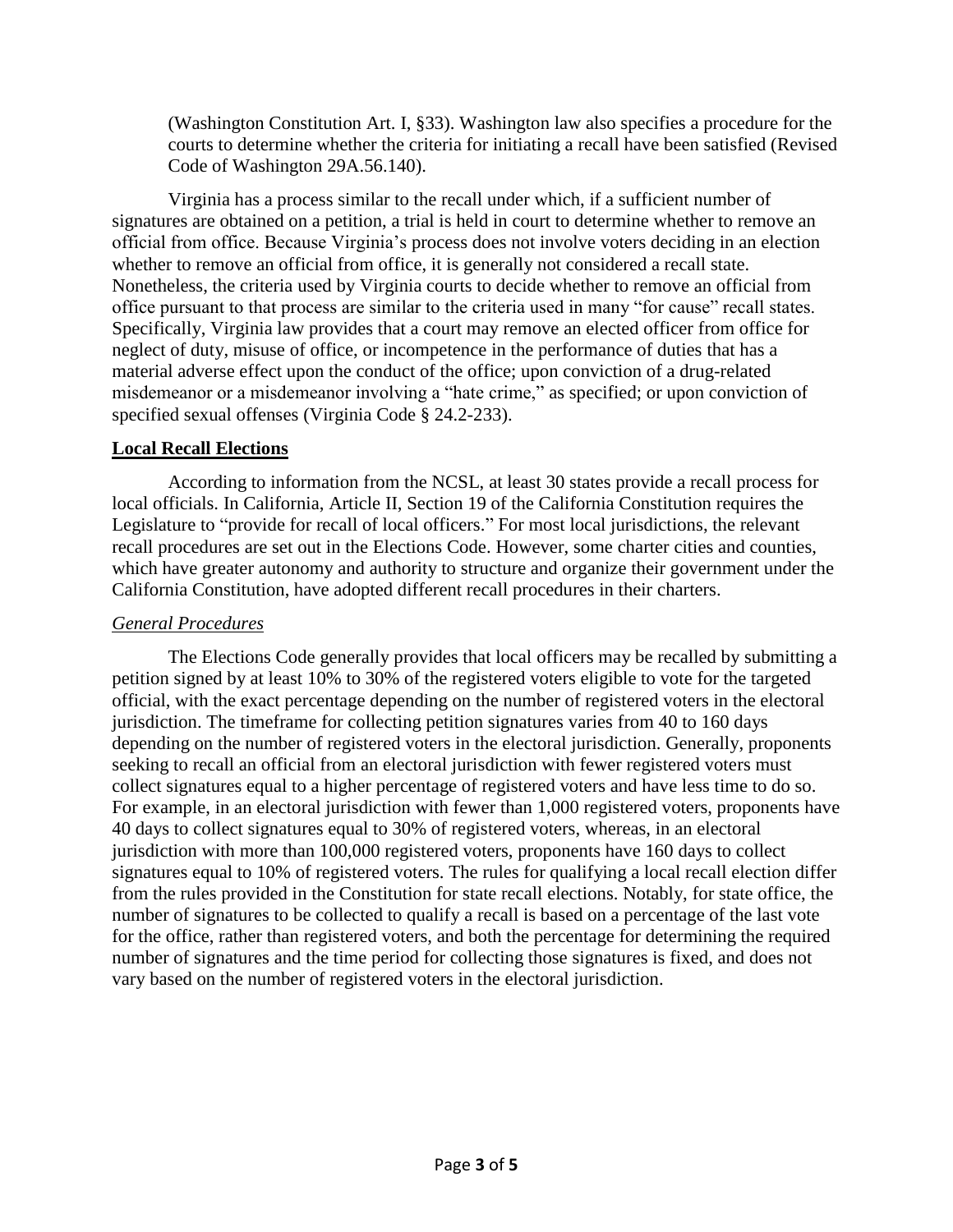(Washington Constitution Art. I, §33). Washington law also specifies a procedure for the courts to determine whether the criteria for initiating a recall have been satisfied (Revised Code of Washington 29A.56.140).

Virginia has a process similar to the recall under which, if a sufficient number of signatures are obtained on a petition, a trial is held in court to determine whether to remove an official from office. Because Virginia's process does not involve voters deciding in an election whether to remove an official from office, it is generally not considered a recall state. Nonetheless, the criteria used by Virginia courts to decide whether to remove an official from office pursuant to that process are similar to the criteria used in many "for cause" recall states. Specifically, Virginia law provides that a court may remove an elected officer from office for neglect of duty, misuse of office, or incompetence in the performance of duties that has a material adverse effect upon the conduct of the office; upon conviction of a drug-related misdemeanor or a misdemeanor involving a "hate crime," as specified; or upon conviction of specified sexual offenses (Virginia Code § 24.2-233).

## Local Recall Elections

According to information from the NCSL, at least 30 states provide a recall process for local officials. In California, Article II, Section 19 of the California Constitution requires the Legislature to "provide for recall of local officers." For most local jurisdictions, the relevant recall procedures are set out in the Elections Code. However, some charter cities and counties, which have greater autonomy and authority to structure and organize their government under the California Constitution, have adopted different recall procedures in their charters.

### *General Procedures*

The Elections Code generally provides that local officers may be recalled by submitting a petition signed by at least 10% to 30% of the registered voters eligible to vote for the targeted official, with the exact percentage depending on the number of registered voters in the electoral jurisdiction. The timeframe for collecting petition signatures varies from 40 to 160 days depending on the number of registered voters in the electoral jurisdiction. Generally, proponents seeking to recall an official from an electoral jurisdiction with fewer registered voters must collect signatures equal to a higher percentage of registered voters and have less time to do so. For example, in an electoral jurisdiction with fewer than 1,000 registered voters, proponents have 40 days to collect signatures equal to 30% of registered voters, whereas, in an electoral jurisdiction with more than 100,000 registered voters, proponents have 160 days to collect signatures equal to 10% of registered voters. The rules for qualifying a local recall election differ from the rules provided in the Constitution for state recall elections. Notably, for state office, the number of signatures to be collected to qualify a recall is based on a percentage of the last vote for the office, rather than registered voters, and both the percentage for determining the required number of signatures and the time period for collecting those signatures is fixed, and does not vary based on the number of registered voters in the electoral jurisdiction.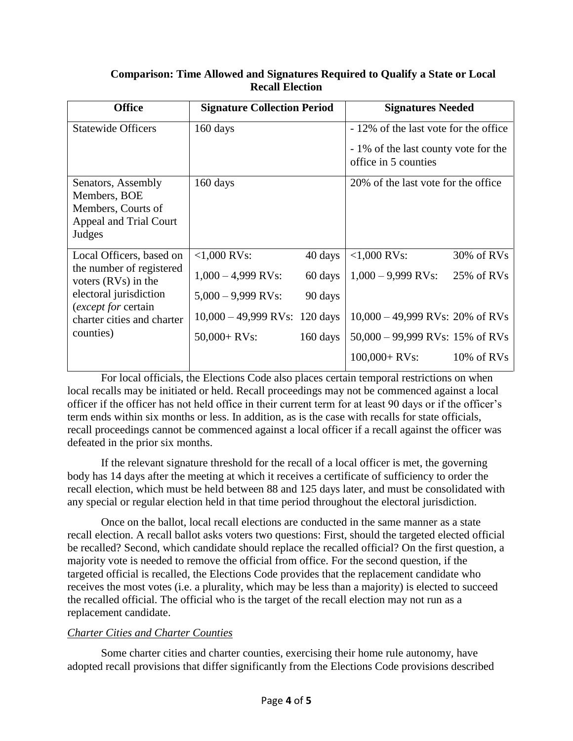**Comparison: Time Allowed and Signatures Required to Qualify a State or Local Recall Election**

| Office | Signature Collection Period | Signatures Needed |
|---|---|---|
| Statewide Officers | 160 days | - 12% of the last vote for the office<br>- 1% of the last county vote for the office in 5 counties |
| Senators, Assembly Members, BOE Members, Courts of Appeal and Trial Court Judges | 160 days | 20% of the last vote for the office |
| Local Officers, based on the number of registered voters (RVs) in the electoral jurisdiction (*except for* certain charter cities and charter counties) | <1,000 RVs: 40 days<br>1,000 – 4,999 RVs: 60 days<br>5,000 – 9,999 RVs: 90 days<br>10,000 – 49,999 RVs: 120 days<br>50,000+ RVs: 160 days | <1,000 RVs: 30% of RVs<br>1,000 – 9,999 RVs: 25% of RVs<br>10,000 – 49,999 RVs: 20% of RVs<br>50,000 – 99,999 RVs: 15% of RVs<br>100,000+ RVs: 10% of RVs |

For local officials, the Elections Code also places certain temporal restrictions on when local recalls may be initiated or held. Recall proceedings may not be commenced against a local officer if the officer has not held office in their current term for at least 90 days or if the officer's term ends within six months or less. In addition, as is the case with recalls for state officials, recall proceedings cannot be commenced against a local officer if a recall against the officer was defeated in the prior six months.

If the relevant signature threshold for the recall of a local officer is met, the governing body has 14 days after the meeting at which it receives a certificate of sufficiency to order the recall election, which must be held between 88 and 125 days later, and must be consolidated with any special or regular election held in that time period throughout the electoral jurisdiction.

Once on the ballot, local recall elections are conducted in the same manner as a state recall election. A recall ballot asks voters two questions: First, should the targeted elected official be recalled? Second, which candidate should replace the recalled official? On the first question, a majority vote is needed to remove the official from office. For the second question, if the targeted official is recalled, the Elections Code provides that the replacement candidate who receives the most votes (i.e. a plurality, which may be less than a majority) is elected to succeed the recalled official. The official who is the target of the recall election may not run as a replacement candidate.

*Charter Cities and Charter Counties*

Some charter cities and charter counties, exercising their home rule autonomy, have adopted recall provisions that differ significantly from the Elections Code provisions described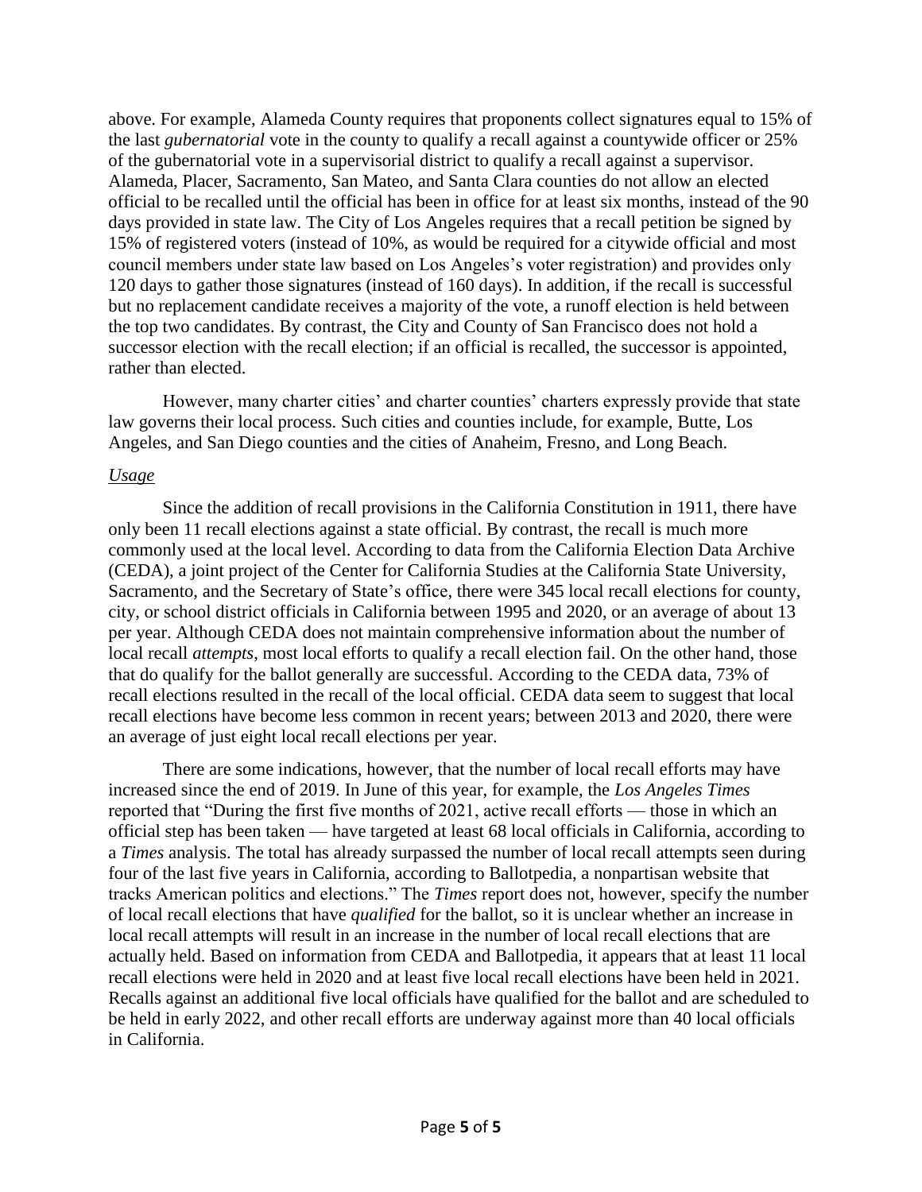above. For example, Alameda County requires that proponents collect signatures equal to 15% of the last *gubernatorial* vote in the county to qualify a recall against a countywide officer or 25% of the gubernatorial vote in a supervisorial district to qualify a recall against a supervisor. Alameda, Placer, Sacramento, San Mateo, and Santa Clara counties do not allow an elected official to be recalled until the official has been in office for at least six months, instead of the 90 days provided in state law. The City of Los Angeles requires that a recall petition be signed by 15% of registered voters (instead of 10%, as would be required for a citywide official and most council members under state law based on Los Angeles's voter registration) and provides only 120 days to gather those signatures (instead of 160 days). In addition, if the recall is successful but no replacement candidate receives a majority of the vote, a runoff election is held between the top two candidates. By contrast, the City and County of San Francisco does not hold a successor election with the recall election; if an official is recalled, the successor is appointed, rather than elected.

However, many charter cities' and charter counties' charters expressly provide that state law governs their local process. Such cities and counties include, for example, Butte, Los Angeles, and San Diego counties and the cities of Anaheim, Fresno, and Long Beach.

*Usage*

Since the addition of recall provisions in the California Constitution in 1911, there have only been 11 recall elections against a state official. By contrast, the recall is much more commonly used at the local level. According to data from the California Election Data Archive (CEDA), a joint project of the Center for California Studies at the California State University, Sacramento, and the Secretary of State's office, there were 345 local recall elections for county, city, or school district officials in California between 1995 and 2020, or an average of about 13 per year. Although CEDA does not maintain comprehensive information about the number of local recall *attempts*, most local efforts to qualify a recall election fail. On the other hand, those that do qualify for the ballot generally are successful. According to the CEDA data, 73% of recall elections resulted in the recall of the local official. CEDA data seem to suggest that local recall elections have become less common in recent years; between 2013 and 2020, there were an average of just eight local recall elections per year.

There are some indications, however, that the number of local recall efforts may have increased since the end of 2019. In June of this year, for example, the *Los Angeles Times* reported that "During the first five months of 2021, active recall efforts — those in which an official step has been taken — have targeted at least 68 local officials in California, according to a *Times* analysis. The total has already surpassed the number of local recall attempts seen during four of the last five years in California, according to Ballotpedia, a nonpartisan website that tracks American politics and elections." The *Times* report does not, however, specify the number of local recall elections that have *qualified* for the ballot, so it is unclear whether an increase in local recall attempts will result in an increase in the number of local recall elections that are actually held. Based on information from CEDA and Ballotpedia, it appears that at least 11 local recall elections were held in 2020 and at least five local recall elections have been held in 2021. Recalls against an additional five local officials have qualified for the ballot and are scheduled to be held in early 2022, and other recall efforts are underway against more than 40 local officials in California.